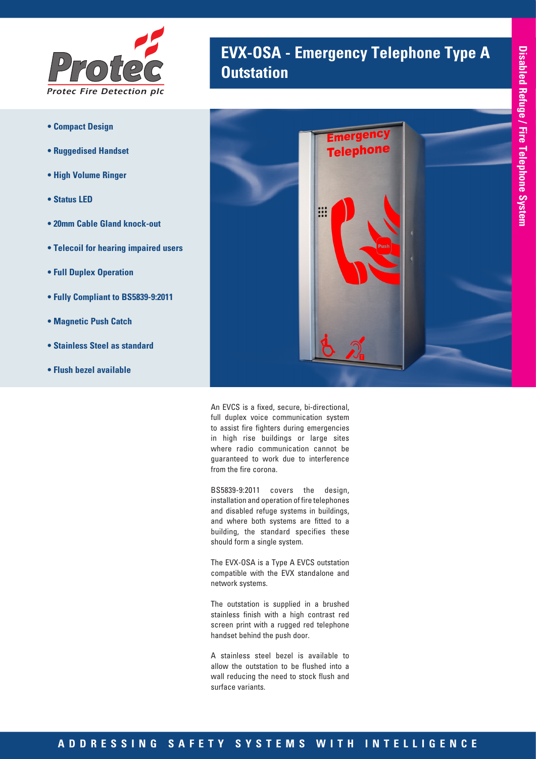# EVX-OSA - Emergency Telephone Type A Outstation

Protec Fire Detection plc

Disabled Refuge / Fire Telephone System

- **Compact Design**
- **Ruggedised Handset**
- **High Volume Ringer**
- **Status LED**
- **20mm Cable Gland knock-out**
- **Telecoil for hearing impaired users**
- **Full Duplex Operation**
- **Fully Compliant to BS5839-9:2011**
- **Magnetic Push Catch**
- **Stainless Steel as standard**
- **Flush bezel available**

An EVCS is a fixed, secure, bi-directional, full duplex voice communication system to assist fire fighters during emergencies in high rise buildings or large sites where radio communication cannot be guaranteed to work due to interference from the fire corona.

BS5839-9:2011 covers the design, installation and operation of fire telephones and disabled refuge systems in buildings, and where both systems are fitted to a building, the standard specifies these should form a single system.

The EVX-OSA is a Type A EVCS outstation compatible with the EVX standalone and network systems.

The outstation is supplied in a brushed stainless finish with a high contrast red screen print with a rugged red telephone handset behind the push door.

A stainless steel bezel is available to allow the outstation to be flushed into a wall reducing the need to stock flush and surface variants.

**ADDRESSING SAFETY SYSTEMS WITH INTELLIGENCE**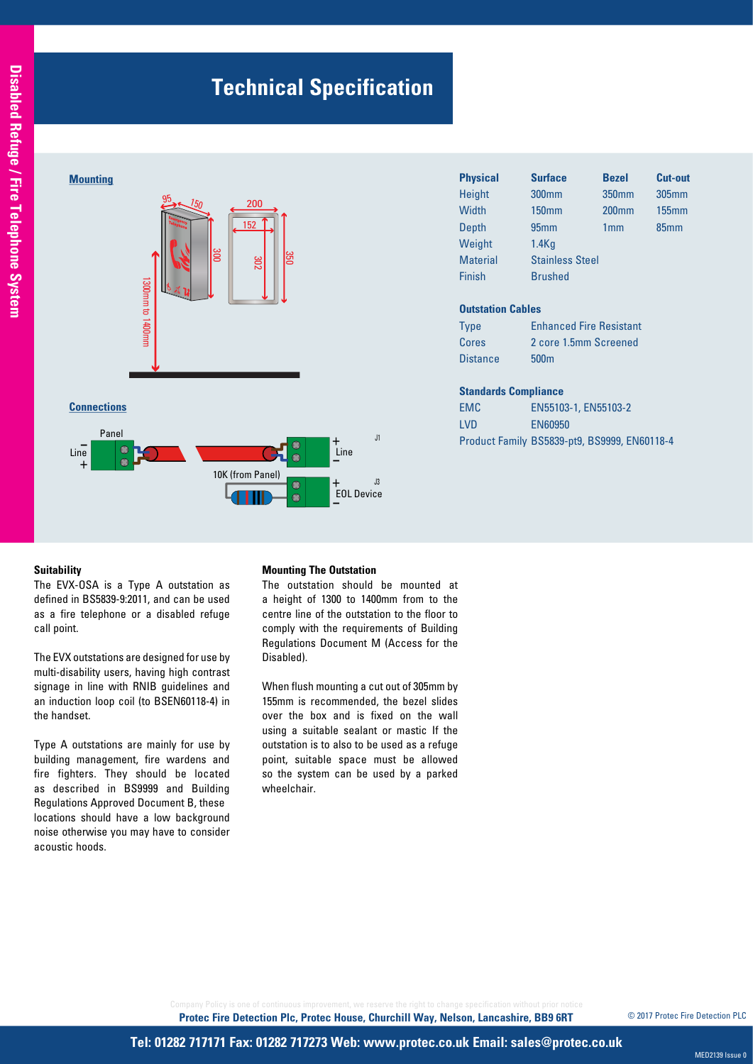# Technical Specification

**Mounting**

95
150
200
152
300
302
350
1300mm to 1400mm

**Connections**

Panel
−
Line
+
10K (from Panel)
+
Line
−
J1
+
EOL Device
−
J3

| Physical | Surface | Bezel | Cut-out |
|---|---|---|---|
| Height | 300mm | 350mm | 305mm |
| Width | 150mm | 200mm | 155mm |
| Depth | 95mm | 1mm | 85mm |
| Weight | 1.4Kg | | |
| Material | Stainless Steel | | |
| Finish | Brushed | | |

**Outstation Cables**

| | |
|---|---|
| Type | Enhanced Fire Resistant |
| Cores | 2 core 1.5mm Screened |
| Distance | 500m |

**Standards Compliance**

| | |
|---|---|
| EMC | EN55103-1, EN55103-2 |
| LVD | EN60950 |
| Product Family | BS5839-pt9, BS9999, EN60118-4 |

**Suitability**

The EVX-OSA is a Type A outstation as defined in BS5839-9:2011, and can be used as a fire telephone or a disabled refuge call point.

The EVX outstations are designed for use by multi-disability users, having high contrast signage in line with RNIB guidelines and an induction loop coil (to BSEN60118-4) in the handset.

Type A outstations are mainly for use by building management, fire wardens and fire fighters. They should be located as described in BS9999 and Building Regulations Approved Document B, these locations should have a low background noise otherwise you may have to consider acoustic hoods.

**Mounting The Outstation**

The outstation should be mounted at a height of 1300 to 1400mm from to the centre line of the outstation to the floor to comply with the requirements of Building Regulations Document M (Access for the Disabled).

When flush mounting a cut out of 305mm by 155mm is recommended, the bezel slides over the box and is fixed on the wall using a suitable sealant or mastic If the outstation is to also to be used as a refuge point, suitable space must be allowed so the system can be used by a parked wheelchair.

Company Policy is one of continuous improvement, we reserve the right to change specification without prior notice

**Protec Fire Detection Plc, Protec House, Churchill Way, Nelson, Lancashire, BB9 6RT**

© 2017 Protec Fire Detection PLC

**Tel: 01282 717171 Fax: 01282 717273 Web: www.protec.co.uk Email: sales@protec.co.uk**

MED2139 Issue 0